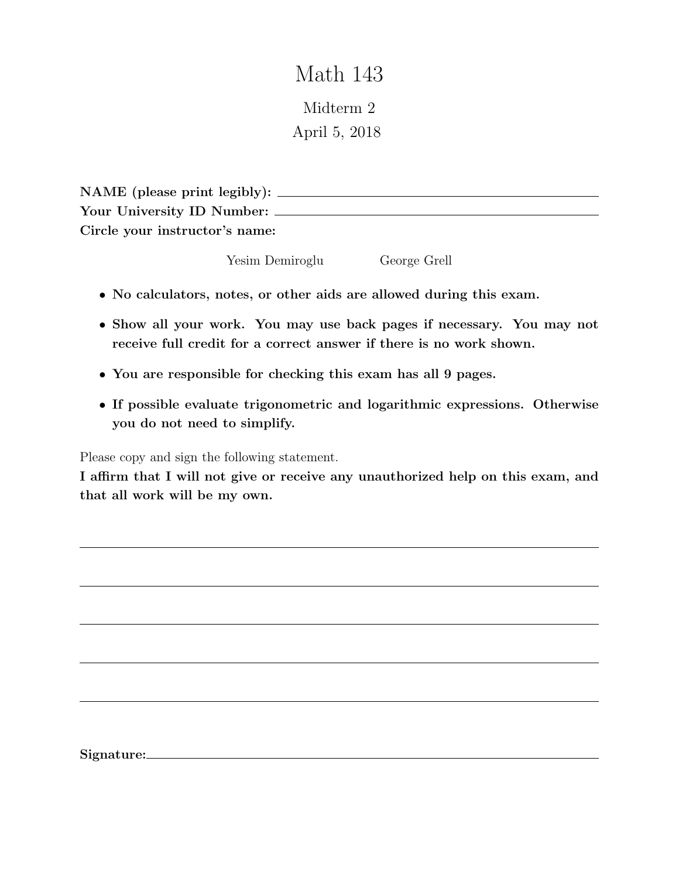# Math 143

## Midterm 2

April 5, 2018

**NAME (please print legibly):** ______________________________

**Your University ID Number:** ______________________________

**Circle your instructor's name:**

Yesim Demiroglu George Grell

- **No calculators, notes, or other aids are allowed during this exam.**
- **Show all your work. You may use back pages if necessary. You may not receive full credit for a correct answer if there is no work shown.**
- **You are responsible for checking this exam has all 9 pages.**
- **If possible evaluate trigonometric and logarithmic expressions. Otherwise you do not need to simplify.**

Please copy and sign the following statement.

**I affirm that I will not give or receive any unauthorized help on this exam, and that all work will be my own.**

______________________________

______________________________

______________________________

______________________________

______________________________

**Signature:** ______________________________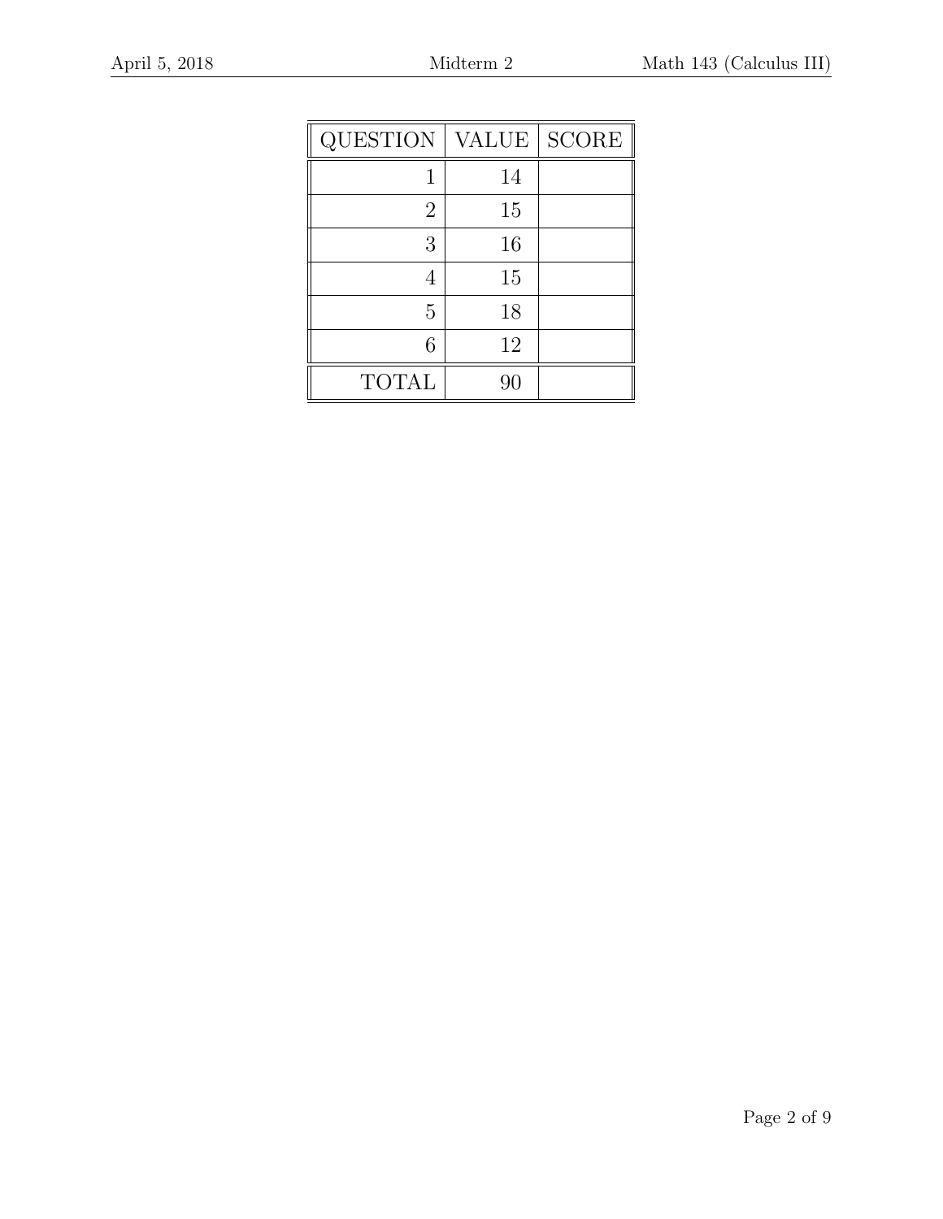| QUESTION | VALUE | SCORE |
|---:|---:|---|
| 1 | 14 | |
| 2 | 15 | |
| 3 | 16 | |
| 4 | 15 | |
| 5 | 18 | |
| 6 | 12 | |
| TOTAL | 90 | |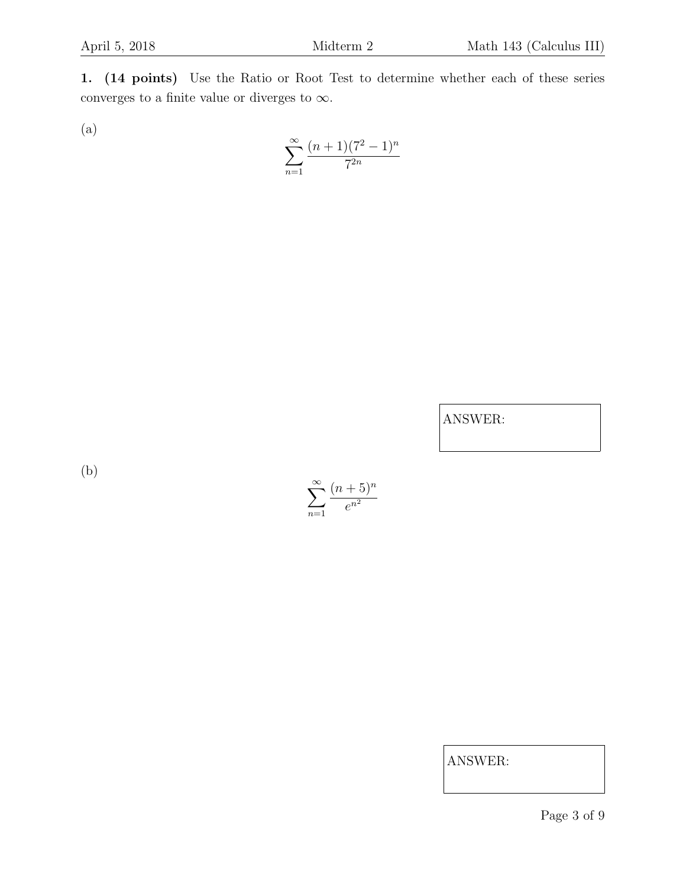**1. (14 points)** Use the Ratio or Root Test to determine whether each of these series converges to a finite value or diverges to $\infty$.

(a)

$$\sum_{n=1}^{\infty} \frac{(n+1)(7^2-1)^n}{7^{2n}}$$

ANSWER:

(b)

$$\sum_{n=1}^{\infty} \frac{(n+5)^n}{e^{n^2}}$$

ANSWER: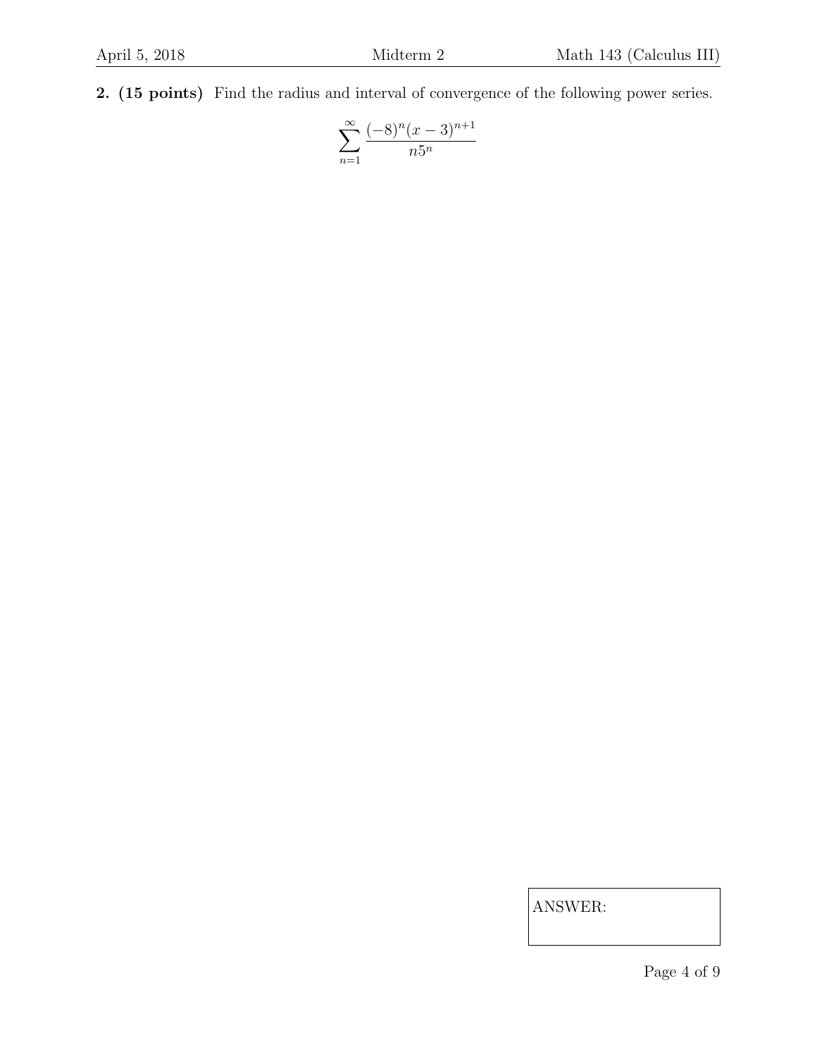**2. (15 points)** Find the radius and interval of convergence of the following power series.

$$\sum_{n=1}^{\infty} \frac{(-8)^n (x-3)^{n+1}}{n 5^n}$$

ANSWER: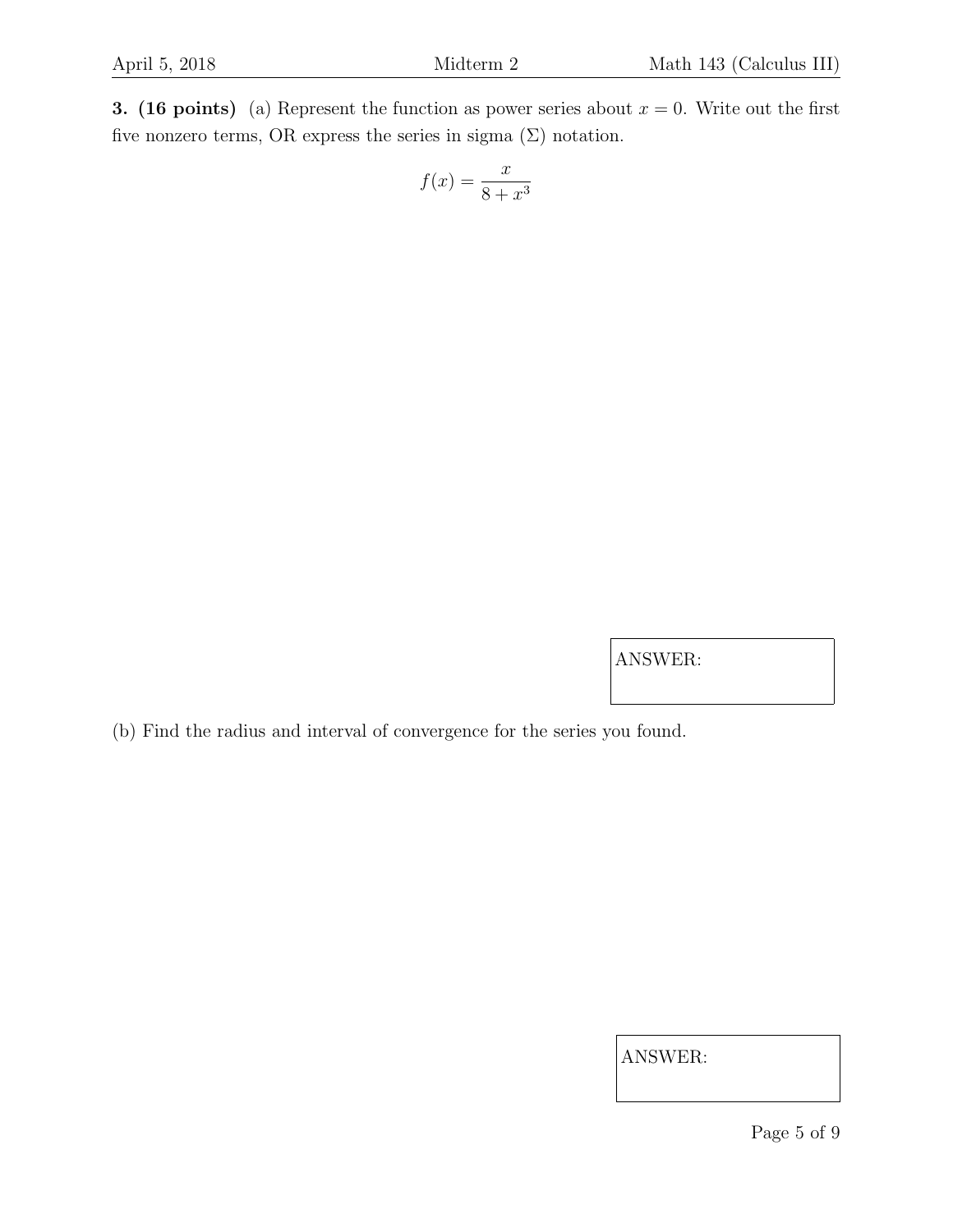**3. (16 points)** (a) Represent the function as power series about $x = 0$. Write out the first five nonzero terms, OR express the series in sigma ($\Sigma$) notation.

$$f(x) = \frac{x}{8 + x^3}$$

ANSWER:

(b) Find the radius and interval of convergence for the series you found.

ANSWER: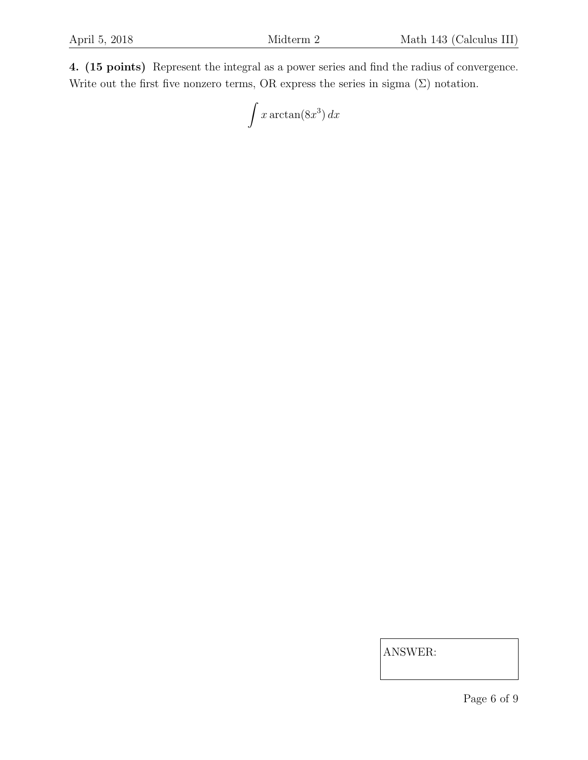**4. (15 points)** Represent the integral as a power series and find the radius of convergence. Write out the first five nonzero terms, OR express the series in sigma ($\Sigma$) notation.

$$\int x \arctan(8x^3)\, dx$$

ANSWER: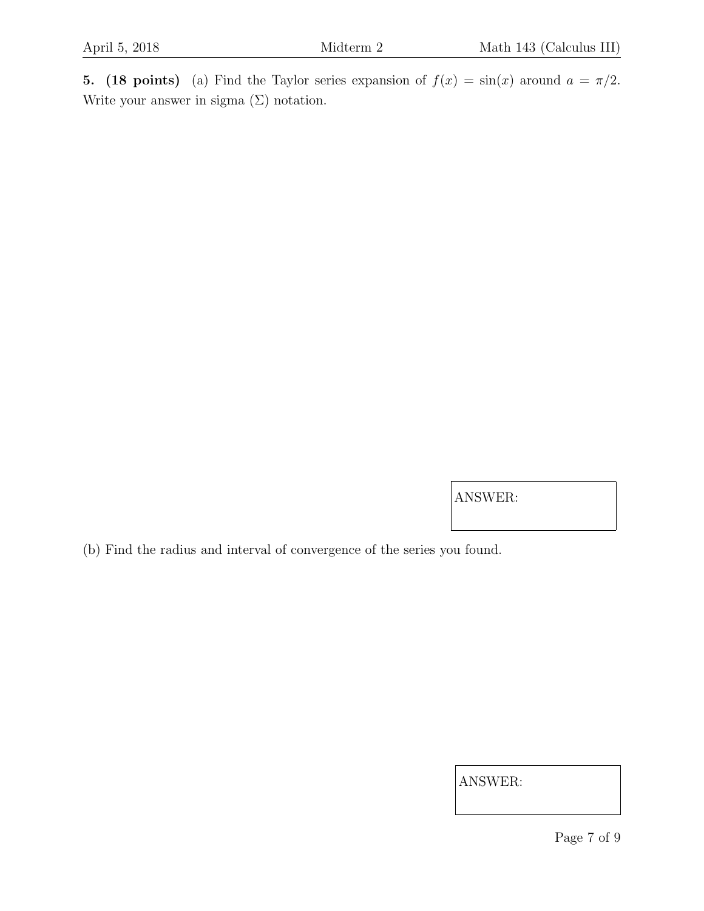**5. (18 points)** (a) Find the Taylor series expansion of $f(x) = \sin(x)$ around $a = \pi/2$. Write your answer in sigma ($\Sigma$) notation.

ANSWER:

(b) Find the radius and interval of convergence of the series you found.

ANSWER: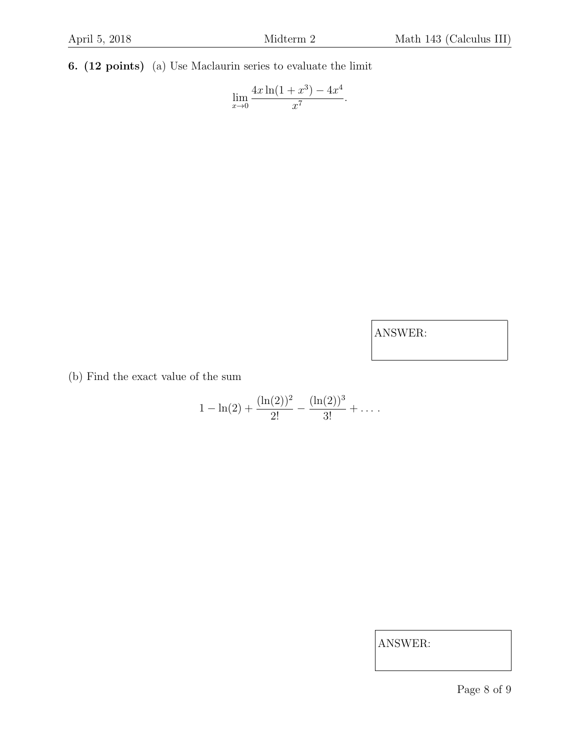**6. (12 points)** (a) Use Maclaurin series to evaluate the limit

$$\lim_{x \to 0} \frac{4x\ln(1+x^3) - 4x^4}{x^7}.$$

ANSWER:

(b) Find the exact value of the sum

$$1 - \ln(2) + \frac{(\ln(2))^2}{2!} - \frac{(\ln(2))^3}{3!} + \dots .$$

ANSWER: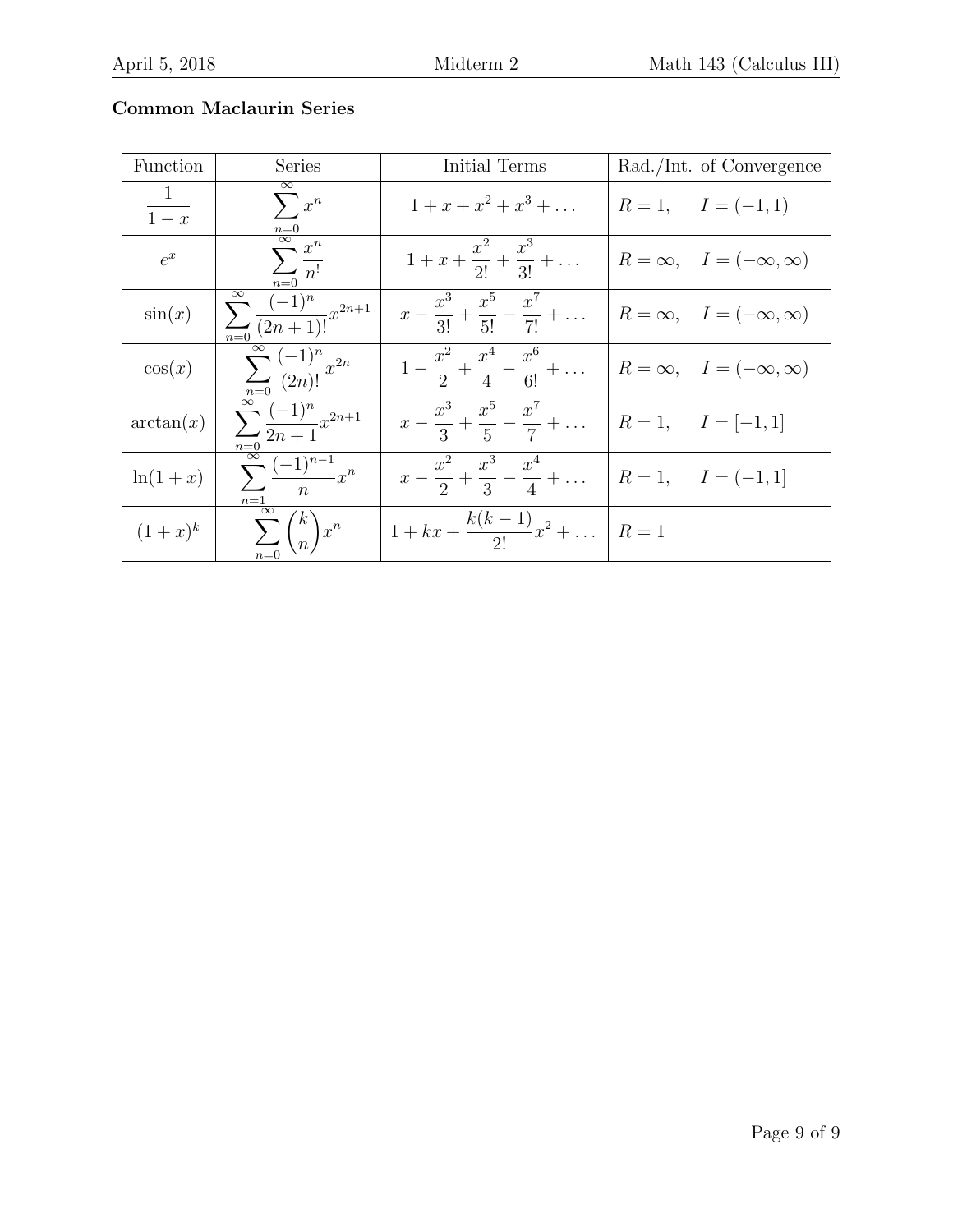**Common Maclaurin Series**

| Function | Series | Initial Terms | Rad./Int. of Convergence |
|---|---|---|---|
| $\dfrac{1}{1-x}$ | $\displaystyle\sum_{n=0}^{\infty} x^n$ | $1 + x + x^2 + x^3 + \dots$ | $R = 1, \quad I = (-1, 1)$ |
| $e^x$ | $\displaystyle\sum_{n=0}^{\infty} \frac{x^n}{n!}$ | $1 + x + \dfrac{x^2}{2!} + \dfrac{x^3}{3!} + \dots$ | $R = \infty, \quad I = (-\infty, \infty)$ |
| $\sin(x)$ | $\displaystyle\sum_{n=0}^{\infty} \frac{(-1)^n}{(2n+1)!} x^{2n+1}$ | $x - \dfrac{x^3}{3!} + \dfrac{x^5}{5!} - \dfrac{x^7}{7!} + \dots$ | $R = \infty, \quad I = (-\infty, \infty)$ |
| $\cos(x)$ | $\displaystyle\sum_{n=0}^{\infty} \frac{(-1)^n}{(2n)!} x^{2n}$ | $1 - \dfrac{x^2}{2} + \dfrac{x^4}{4} - \dfrac{x^6}{6!} + \dots$ | $R = \infty, \quad I = (-\infty, \infty)$ |
| $\arctan(x)$ | $\displaystyle\sum_{n=0}^{\infty} \frac{(-1)^n}{2n+1} x^{2n+1}$ | $x - \dfrac{x^3}{3} + \dfrac{x^5}{5} - \dfrac{x^7}{7} + \dots$ | $R = 1, \quad I = [-1, 1]$ |
| $\ln(1+x)$ | $\displaystyle\sum_{n=1}^{\infty} \frac{(-1)^{n-1}}{n} x^n$ | $x - \dfrac{x^2}{2} + \dfrac{x^3}{3} - \dfrac{x^4}{4} + \dots$ | $R = 1, \quad I = (-1, 1]$ |
| $(1+x)^k$ | $\displaystyle\sum_{n=0}^{\infty} \binom{k}{n} x^n$ | $1 + kx + \dfrac{k(k-1)}{2!} x^2 + \dots$ | $R = 1$ |